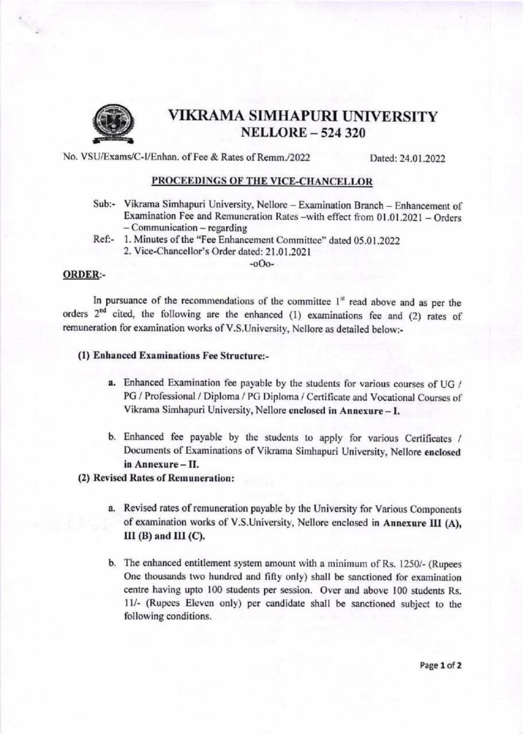# VIKRAMA SIMHAPURI UNIVERSITY
## NELLORE – 524 320

No. VSU/Exams/C-I/Enhan. of Fee & Rates of Remm./2022 Dated: 24.01.2022

### PROCEEDINGS OF THE VICE-CHANCELLOR

Sub:- Vikrama Simhapuri University, Nellore – Examination Branch – Enhancement of Examination Fee and Remuneration Rates –with effect from 01.01.2021 – Orders – Communication – regarding

Ref:- 1. Minutes of the "Fee Enhancement Committee" dated 05.01.2022
2. Vice-Chancellor's Order dated: 21.01.2021

-oOo-

**ORDER:-**

In pursuance of the recommendations of the committee 1st read above and as per the orders 2nd cited, the following are the enhanced (1) examinations fee and (2) rates of remuneration for examination works of V.S.University, Nellore as detailed below:-

**(1) Enhanced Examinations Fee Structure:-**

a. Enhanced Examination fee payable by the students for various courses of UG / PG / Professional / Diploma / PG Diploma / Certificate and Vocational Courses of Vikrama Simhapuri University, Nellore **enclosed in Annexure – I.**

b. Enhanced fee payable by the students to apply for various Certificates / Documents of Examinations of Vikrama Simhapuri University, Nellore **enclosed in Annexure – II.**

**(2) Revised Rates of Remuneration:**

a. Revised rates of remuneration payable by the University for Various Components of examination works of V.S.University, Nellore enclosed in **Annexure III (A), III (B) and III (C).**

b. The enhanced entitlement system amount with a minimum of Rs. 1250/- (Rupees One thousands two hundred and fifty only) shall be sanctioned for examination centre having upto 100 students per session. Over and above 100 students Rs. 11/- (Rupees Eleven only) per candidate shall be sanctioned subject to the following conditions.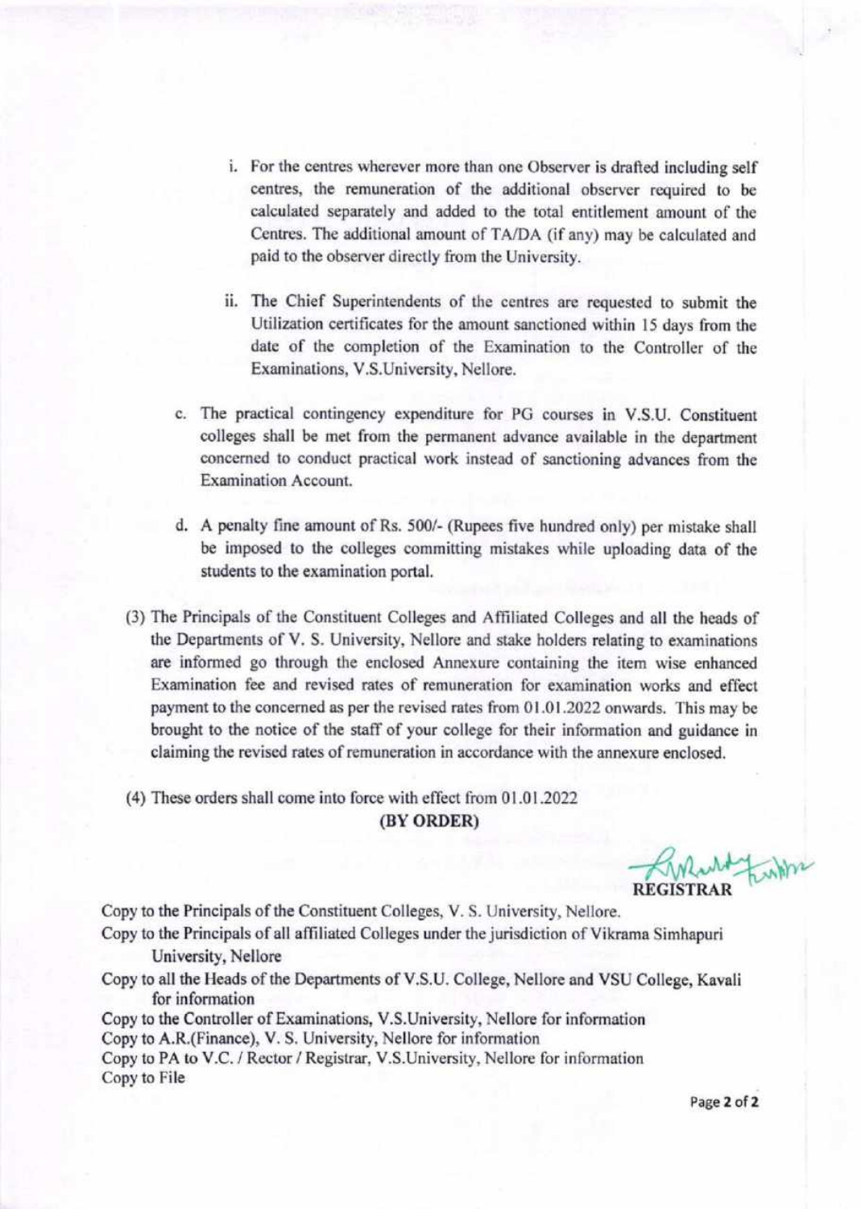i. For the centres wherever more than one Observer is drafted including self centres, the remuneration of the additional observer required to be calculated separately and added to the total entitlement amount of the Centres. The additional amount of TA/DA (if any) may be calculated and paid to the observer directly from the University.

ii. The Chief Superintendents of the centres are requested to submit the Utilization certificates for the amount sanctioned within 15 days from the date of the completion of the Examination to the Controller of the Examinations, V.S.University, Nellore.

c. The practical contingency expenditure for PG courses in V.S.U. Constituent colleges shall be met from the permanent advance available in the department concerned to conduct practical work instead of sanctioning advances from the Examination Account.

d. A penalty fine amount of Rs. 500/- (Rupees five hundred only) per mistake shall be imposed to the colleges committing mistakes while uploading data of the students to the examination portal.

(3) The Principals of the Constituent Colleges and Affiliated Colleges and all the heads of the Departments of V. S. University, Nellore and stake holders relating to examinations are informed go through the enclosed Annexure containing the item wise enhanced Examination fee and revised rates of remuneration for examination works and effect payment to the concerned as per the revised rates from 01.01.2022 onwards. This may be brought to the notice of the staff of your college for their information and guidance in claiming the revised rates of remuneration in accordance with the annexure enclosed.

(4) These orders shall come into force with effect from 01.01.2022

**(BY ORDER)**

**REGISTRAR**

Copy to the Principals of the Constituent Colleges, V. S. University, Nellore.
Copy to the Principals of all affiliated Colleges under the jurisdiction of Vikrama Simhapuri University, Nellore
Copy to all the Heads of the Departments of V.S.U. College, Nellore and VSU College, Kavali for information
Copy to the Controller of Examinations, V.S.University, Nellore for information
Copy to A.R.(Finance), V. S. University, Nellore for information
Copy to PA to V.C. / Rector / Registrar, V.S.University, Nellore for information
Copy to File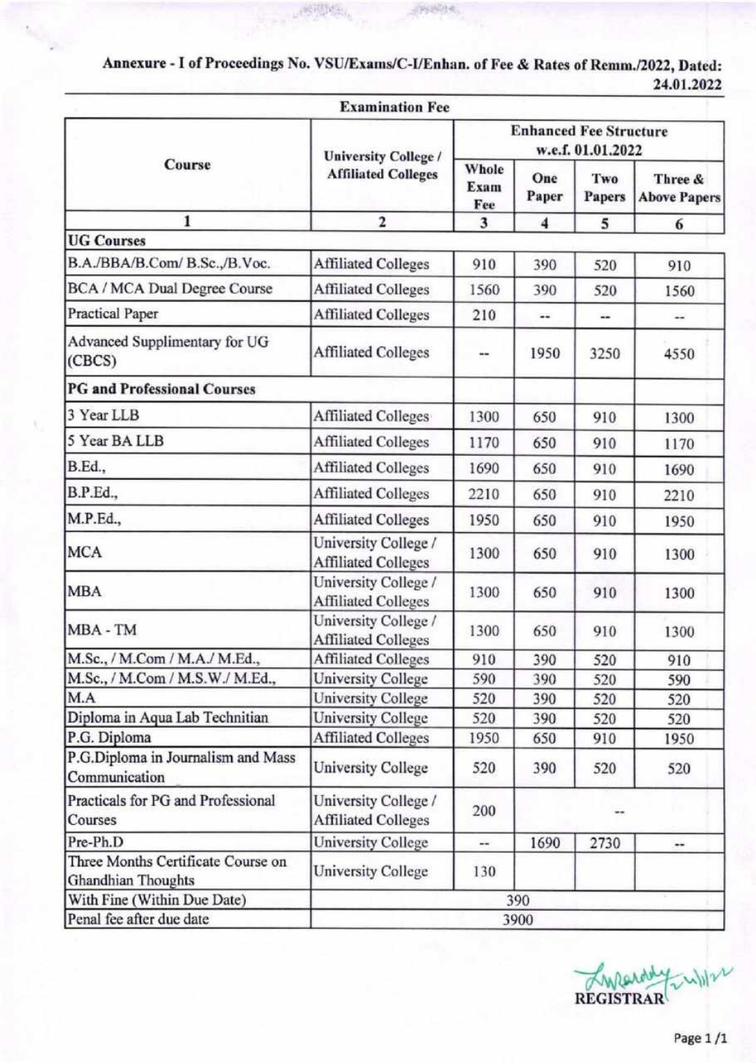**Annexure - I of Proceedings No. VSU/Exams/C-I/Enhan. of Fee & Rates of Remm./2022, Dated: 24.01.2022**

**Examination Fee**

| Course | University College / Affiliated Colleges | Enhanced Fee Structure w.e.f. 01.01.2022 | | | |
|---|---|---|---|---|---|
| | | Whole Exam Fee | One Paper | Two Papers | Three & Above Papers |
| 1 | 2 | 3 | 4 | 5 | 6 |
| **UG Courses** | | | | | |
| B.A./BBA/B.Com/ B.Sc.,/B.Voc. | Affiliated Colleges | 910 | 390 | 520 | 910 |
| BCA / MCA Dual Degree Course | Affiliated Colleges | 1560 | 390 | 520 | 1560 |
| Practical Paper | Affiliated Colleges | 210 | -- | -- | -- |
| Advanced Supplimentary for UG (CBCS) | Affiliated Colleges | -- | 1950 | 3250 | 4550 |
| **PG and Professional Courses** | | | | | |
| 3 Year LLB | Affiliated Colleges | 1300 | 650 | 910 | 1300 |
| 5 Year BA LLB | Affiliated Colleges | 1170 | 650 | 910 | 1170 |
| B.Ed., | Affiliated Colleges | 1690 | 650 | 910 | 1690 |
| B.P.Ed., | Affiliated Colleges | 2210 | 650 | 910 | 2210 |
| M.P.Ed., | Affiliated Colleges | 1950 | 650 | 910 | 1950 |
| MCA | University College / Affiliated Colleges | 1300 | 650 | 910 | 1300 |
| MBA | University College / Affiliated Colleges | 1300 | 650 | 910 | 1300 |
| MBA - TM | University College / Affiliated Colleges | 1300 | 650 | 910 | 1300 |
| M.Sc., / M.Com / M.A./ M.Ed., | Affiliated Colleges | 910 | 390 | 520 | 910 |
| M.Sc., / M.Com / M.S.W./ M.Ed., | University College | 590 | 390 | 520 | 590 |
| M.A | University College | 520 | 390 | 520 | 520 |
| Diploma in Aqua Lab Technitian | University College | 520 | 390 | 520 | 520 |
| P.G. Diploma | Affiliated Colleges | 1950 | 650 | 910 | 1950 |
| P.G.Diploma in Journalism and Mass Communication | University College | 520 | 390 | 520 | 520 |
| Practicals for PG and Professional Courses | University College / Affiliated Colleges | 200 | -- | | |
| Pre-Ph.D | University College | -- | 1690 | 2730 | -- |
| Three Months Certificate Course on Ghandhian Thoughts | University College | 130 | | | |
| With Fine (Within Due Date) | 390 | | | | |
| Penal fee after due date | 3900 | | | | |

REGISTRAR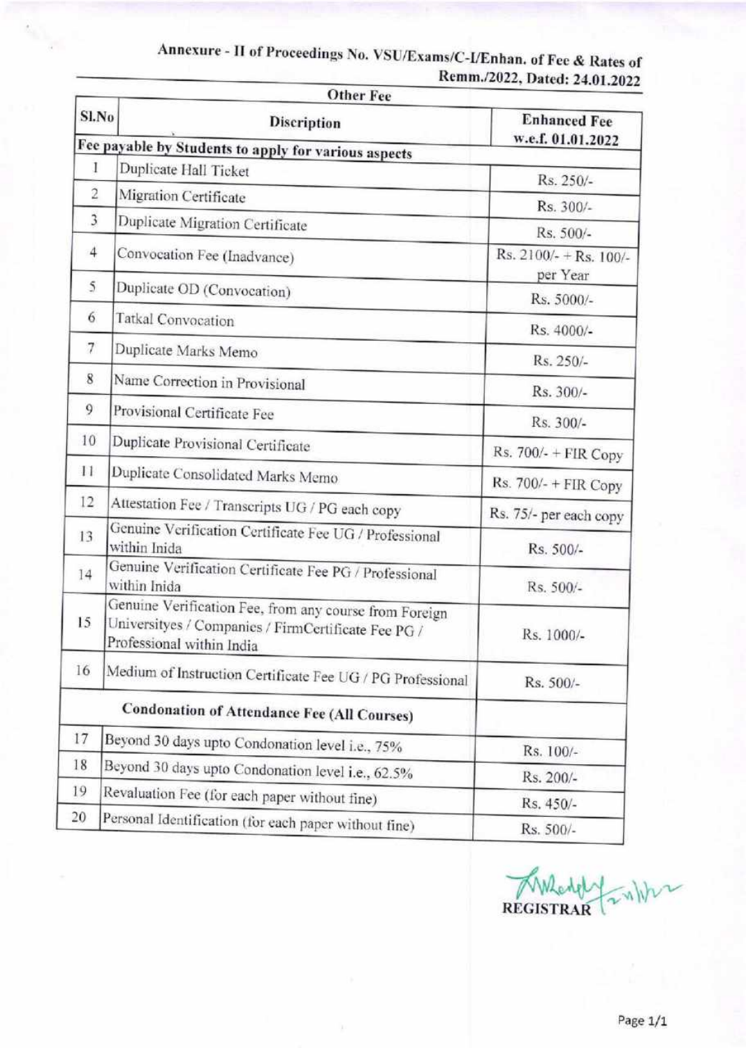**Annexure - II of Proceedings No. VSU/Exams/C-I/Enhan. of Fee & Rates of Remm./2022, Dated: 24.01.2022**

**Other Fee**

| Sl.No | Discription | Enhanced Fee w.e.f. 01.01.2022 |
|---|---|---|
| | **Fee payable by Students to apply for various aspects** | |
| 1 | Duplicate Hall Ticket | Rs. 250/- |
| 2 | Migration Certificate | Rs. 300/- |
| 3 | Duplicate Migration Certificate | Rs. 500/- |
| 4 | Convocation Fee (Inadvance) | Rs. 2100/- + Rs. 100/- per Year |
| 5 | Duplicate OD (Convocation) | Rs. 5000/- |
| 6 | Tatkal Convocation | Rs. 4000/- |
| 7 | Duplicate Marks Memo | Rs. 250/- |
| 8 | Name Correction in Provisional | Rs. 300/- |
| 9 | Provisional Certificate Fee | Rs. 300/- |
| 10 | Duplicate Provisional Certificate | Rs. 700/- + FIR Copy |
| 11 | Duplicate Consolidated Marks Memo | Rs. 700/- + FIR Copy |
| 12 | Attestation Fee / Transcripts UG / PG each copy | Rs. 75/- per each copy |
| 13 | Genuine Verification Certificate Fee UG / Professional within Inida | Rs. 500/- |
| 14 | Genuine Verification Certificate Fee PG / Professional within Inida | Rs. 500/- |
| 15 | Genuine Verification Fee, from any course from Foreign Universityes / Companies / FirmCertificate Fee PG / Professional within India | Rs. 1000/- |
| 16 | Medium of Instruction Certificate Fee UG / PG Professional | Rs. 500/- |
| | **Condonation of Attendance Fee (All Courses)** | |
| 17 | Beyond 30 days upto Condonation level i.e., 75% | Rs. 100/- |
| 18 | Beyond 30 days upto Condonation level i.e., 62.5% | Rs. 200/- |
| 19 | Revaluation Fee (for each paper without fine) | Rs. 450/- |
| 20 | Personal Identification (for each paper without fine) | Rs. 500/- |

REGISTRAR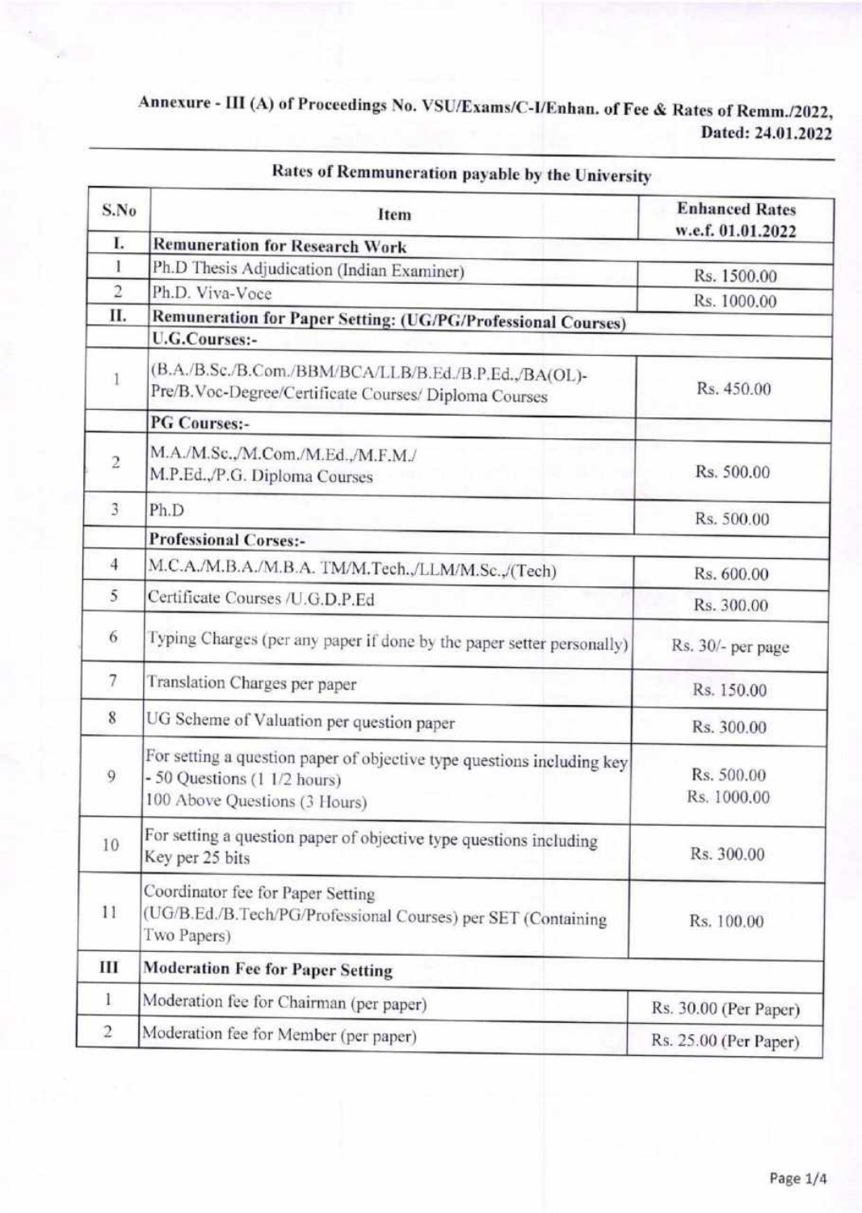**Annexure - III (A) of Proceedings No. VSU/Exams/C-I/Enhan. of Fee & Rates of Remm./2022, Dated: 24.01.2022**

## Rates of Remmuneration payable by the University

| S.No | Item | Enhanced Rates w.e.f. 01.01.2022 |
|---|---|---|
| **I.** | **Remuneration for Research Work** | |
| 1 | Ph.D Thesis Adjudication (Indian Examiner) | Rs. 1500.00 |
| 2 | Ph.D. Viva-Voce | Rs. 1000.00 |
| **II.** | **Remuneration for Paper Setting: (UG/PG/Professional Courses)** | |
| | **U.G.Courses:-** | |
| 1 | (B.A./B.Sc./B.Com./BBM/BCA/LLB/B.Ed./B.P.Ed.,/BA(OL)-Pre/B.Voc-Degree/Certificate Courses/ Diploma Courses | Rs. 450.00 |
| | **PG Courses:-** | |
| 2 | M.A./M.Sc.,/M.Com./M.Ed.,/M.F.M./ M.P.Ed.,/P.G. Diploma Courses | Rs. 500.00 |
| 3 | Ph.D | Rs. 500.00 |
| | **Professional Corses:-** | |
| 4 | M.C.A./M.B.A./M.B.A. TM/M.Tech.,/LLM/M.Sc.,/(Tech) | Rs. 600.00 |
| 5 | Certificate Courses /U.G.D.P.Ed | Rs. 300.00 |
| 6 | Typing Charges (per any paper if done by the paper setter personally) | Rs. 30/- per page |
| 7 | Translation Charges per paper | Rs. 150.00 |
| 8 | UG Scheme of Valuation per question paper | Rs. 300.00 |
| 9 | For setting a question paper of objective type questions including key - 50 Questions (1 1/2 hours)<br>100 Above Questions (3 Hours) | Rs. 500.00<br>Rs. 1000.00 |
| 10 | For setting a question paper of objective type questions including Key per 25 bits | Rs. 300.00 |
| 11 | Coordinator fee for Paper Setting (UG/B.Ed./B.Tech/PG/Professional Courses) per SET (Containing Two Papers) | Rs. 100.00 |
| **III** | **Moderation Fee for Paper Setting** | |
| 1 | Moderation fee for Chairman (per paper) | Rs. 30.00 (Per Paper) |
| 2 | Moderation fee for Member (per paper) | Rs. 25.00 (Per Paper) |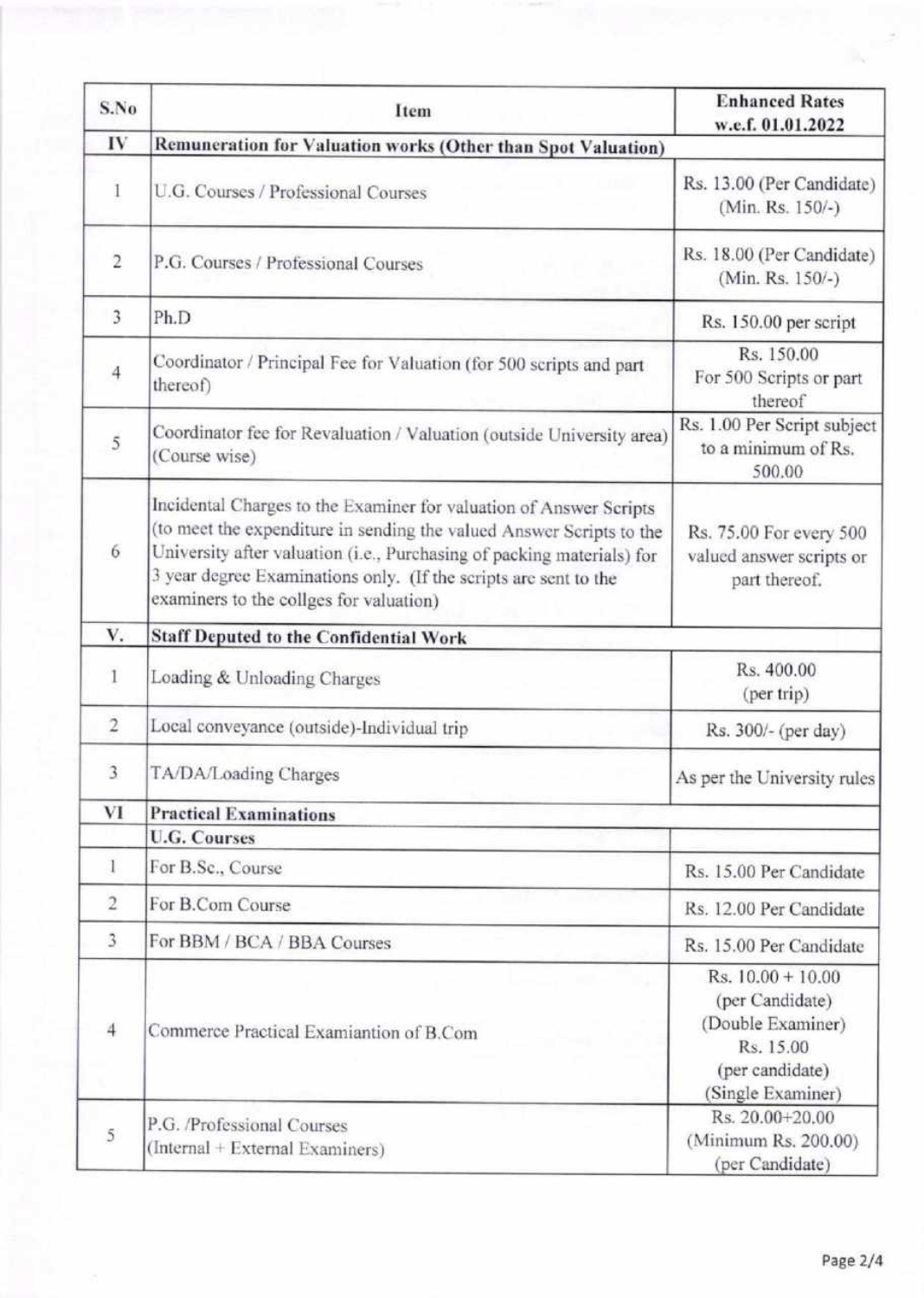| S.No | Item | Enhanced Rates w.e.f. 01.01.2022 |
|---|---|---|
| **IV** | **Remuneration for Valuation works (Other than Spot Valuation)** | |
| 1 | U.G. Courses / Professional Courses | Rs. 13.00 (Per Candidate) (Min. Rs. 150/-) |
| 2 | P.G. Courses / Professional Courses | Rs. 18.00 (Per Candidate) (Min. Rs. 150/-) |
| 3 | Ph.D | Rs. 150.00 per script |
| 4 | Coordinator / Principal Fee for Valuation (for 500 scripts and part thereof) | Rs. 150.00 For 500 Scripts or part thereof |
| 5 | Coordinator fee for Revaluation / Valuation (outside University area) (Course wise) | Rs. 1.00 Per Script subject to a minimum of Rs. 500.00 |
| 6 | Incidental Charges to the Examiner for valuation of Answer Scripts (to meet the expenditure in sending the valued Answer Scripts to the University after valuation (i.e., Purchasing of packing materials) for 3 year degree Examinations only. (If the scripts are sent to the examiners to the collges for valuation) | Rs. 75.00 For every 500 valued answer scripts or part thereof. |
| **V.** | **Staff Deputed to the Confidential Work** | |
| 1 | Loading & Unloading Charges | Rs. 400.00 (per trip) |
| 2 | Local conveyance (outside)-Individual trip | Rs. 300/- (per day) |
| 3 | TA/DA/Loading Charges | As per the University rules |
| **VI** | **Practical Examinations** | |
| | **U.G. Courses** | |
| 1 | For B.Sc., Course | Rs. 15.00 Per Candidate |
| 2 | For B.Com Course | Rs. 12.00 Per Candidate |
| 3 | For BBM / BCA / BBA Courses | Rs. 15.00 Per Candidate |
| 4 | Commerce Practical Examiantion of B.Com | Rs. 10.00 + 10.00 (per Candidate) (Double Examiner) Rs. 15.00 (per candidate) (Single Examiner) |
| 5 | P.G. /Professional Courses (Internal + External Examiners) | Rs. 20.00+20.00 (Minimum Rs. 200.00) (per Candidate) |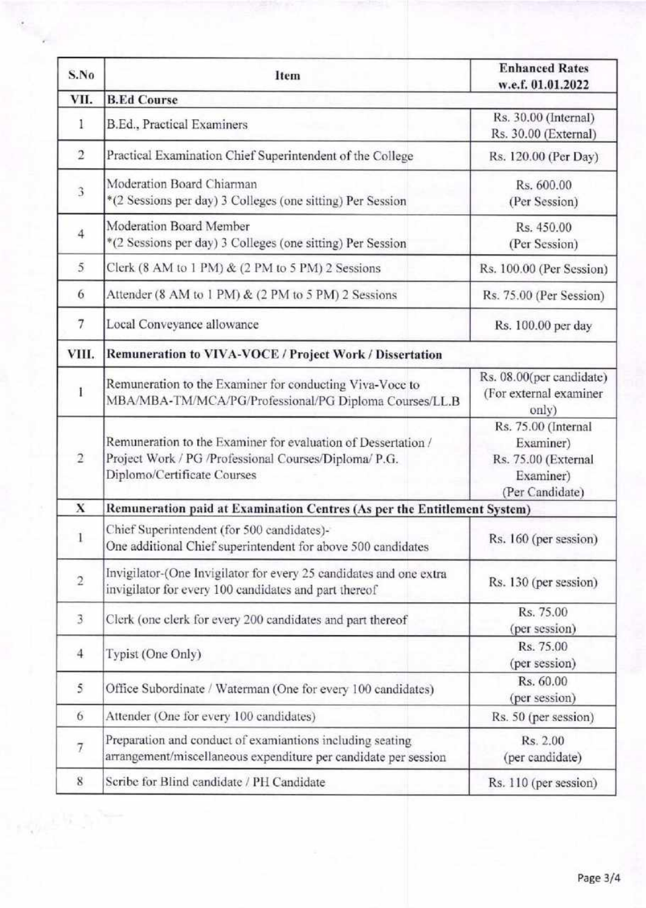| S.No | Item | Enhanced Rates w.e.f. 01.01.2022 |
| --- | --- | --- |
| **VII.** | **B.Ed Course** | |
| 1 | B.Ed., Practical Examiners | Rs. 30.00 (Internal) Rs. 30.00 (External) |
| 2 | Practical Examination Chief Superintendent of the College | Rs. 120.00 (Per Day) |
| 3 | Moderation Board Chiarman *(2 Sessions per day) 3 Colleges (one sitting) Per Session | Rs. 600.00 (Per Session) |
| 4 | Moderation Board Member *(2 Sessions per day) 3 Colleges (one sitting) Per Session | Rs. 450.00 (Per Session) |
| 5 | Clerk (8 AM to 1 PM) & (2 PM to 5 PM) 2 Sessions | Rs. 100.00 (Per Session) |
| 6 | Attender (8 AM to 1 PM) & (2 PM to 5 PM) 2 Sessions | Rs. 75.00 (Per Session) |
| 7 | Local Conveyance allowance | Rs. 100.00 per day |
| **VIII.** | **Remuneration to VIVA-VOCE / Project Work / Dissertation** | |
| 1 | Remuneration to the Examiner for conducting Viva-Voce to MBA/MBA-TM/MCA/PG/Professional/PG Diploma Courses/LL.B | Rs. 08.00(per candidate) (For external examiner only) |
| 2 | Remuneration to the Examiner for evaluation of Dessertation / Project Work / PG /Professional Courses/Diploma/ P.G. Diplomo/Certificate Courses | Rs. 75.00 (Internal Examiner) Rs. 75.00 (External Examiner) (Per Candidate) |
| **X** | **Remuneration paid at Examination Centres (As per the Entitlement System)** | |
| 1 | Chief Superintendent (for 500 candidates)- One additional Chief superintendent for above 500 candidates | Rs. 160 (per session) |
| 2 | Invigilator-(One Invigilator for every 25 candidates and one extra invigilator for every 100 candidates and part thereof | Rs. 130 (per session) |
| 3 | Clerk (one clerk for every 200 candidates and part thereof | Rs. 75.00 (per session) |
| 4 | Typist (One Only) | Rs. 75.00 (per session) |
| 5 | Office Subordinate / Waterman (One for every 100 candidates) | Rs. 60.00 (per session) |
| 6 | Attender (One for every 100 candidates) | Rs. 50 (per session) |
| 7 | Preparation and conduct of examiantions including seating arrangement/miscellaneous expenditure per candidate per session | Rs. 2.00 (per candidate) |
| 8 | Scribe for Blind candidate / PH Candidate | Rs. 110 (per session) |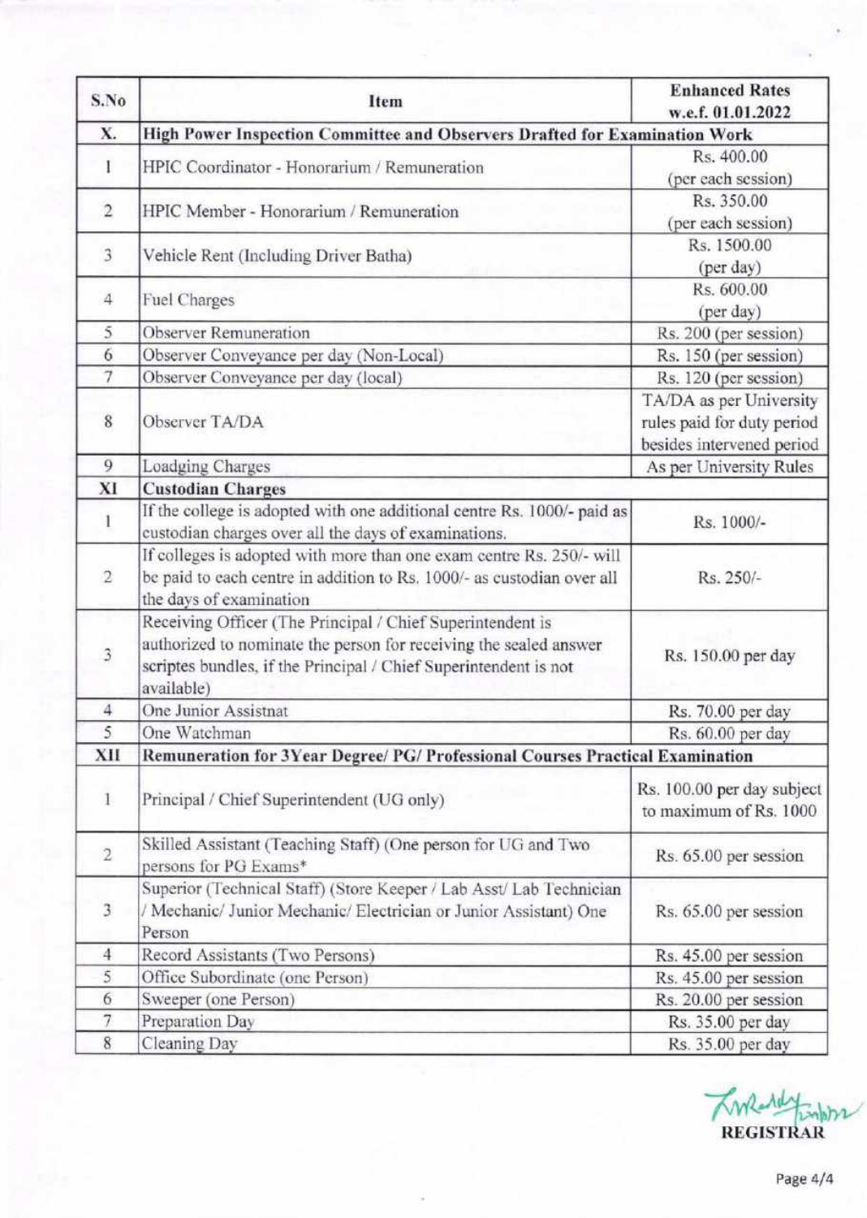| S.No | Item | Enhanced Rates w.e.f. 01.01.2022 |
| --- | --- | --- |
| **X.** | **High Power Inspection Committee and Observers Drafted for Examination Work** | |
| 1 | HPIC Coordinator - Honorarium / Remuneration | Rs. 400.00 (per each session) |
| 2 | HPIC Member - Honorarium / Remuneration | Rs. 350.00 (per each session) |
| 3 | Vehicle Rent (Including Driver Batha) | Rs. 1500.00 (per day) |
| 4 | Fuel Charges | Rs. 600.00 (per day) |
| 5 | Observer Remuneration | Rs. 200 (per session) |
| 6 | Observer Conveyance per day (Non-Local) | Rs. 150 (per session) |
| 7 | Observer Conveyance per day (local) | Rs. 120 (per session) |
| 8 | Observer TA/DA | TA/DA as per University rules paid for duty period besides intervened period |
| 9 | Loadging Charges | As per University Rules |
| **XI** | **Custodian Charges** | |
| 1 | If the college is adopted with one additional centre Rs. 1000/- paid as custodian charges over all the days of examinations. | Rs. 1000/- |
| 2 | If colleges is adopted with more than one exam centre Rs. 250/- will be paid to each centre in addition to Rs. 1000/- as custodian over all the days of examination | Rs. 250/- |
| 3 | Receiving Officer (The Principal / Chief Superintendent is authorized to nominate the person for receiving the sealed answer scriptes bundles, if the Principal / Chief Superintendent is not available) | Rs. 150.00 per day |
| 4 | One Junior Assistnat | Rs. 70.00 per day |
| 5 | One Watchman | Rs. 60.00 per day |
| **XII** | **Remuneration for 3Year Degree/ PG/ Professional Courses Practical Examination** | |
| 1 | Principal / Chief Superintendent (UG only) | Rs. 100.00 per day subject to maximum of Rs. 1000 |
| 2 | Skilled Assistant (Teaching Staff) (One person for UG and Two persons for PG Exams* | Rs. 65.00 per session |
| 3 | Superior (Technical Staff) (Store Keeper / Lab Asst/ Lab Technician / Mechanic/ Junior Mechanic/ Electrician or Junior Assistant) One Person | Rs. 65.00 per session |
| 4 | Record Assistants (Two Persons) | Rs. 45.00 per session |
| 5 | Office Subordinate (one Person) | Rs. 45.00 per session |
| 6 | Sweeper (one Person) | Rs. 20.00 per session |
| 7 | Preparation Day | Rs. 35.00 per day |
| 8 | Cleaning Day | Rs. 35.00 per day |

**REGISTRAR**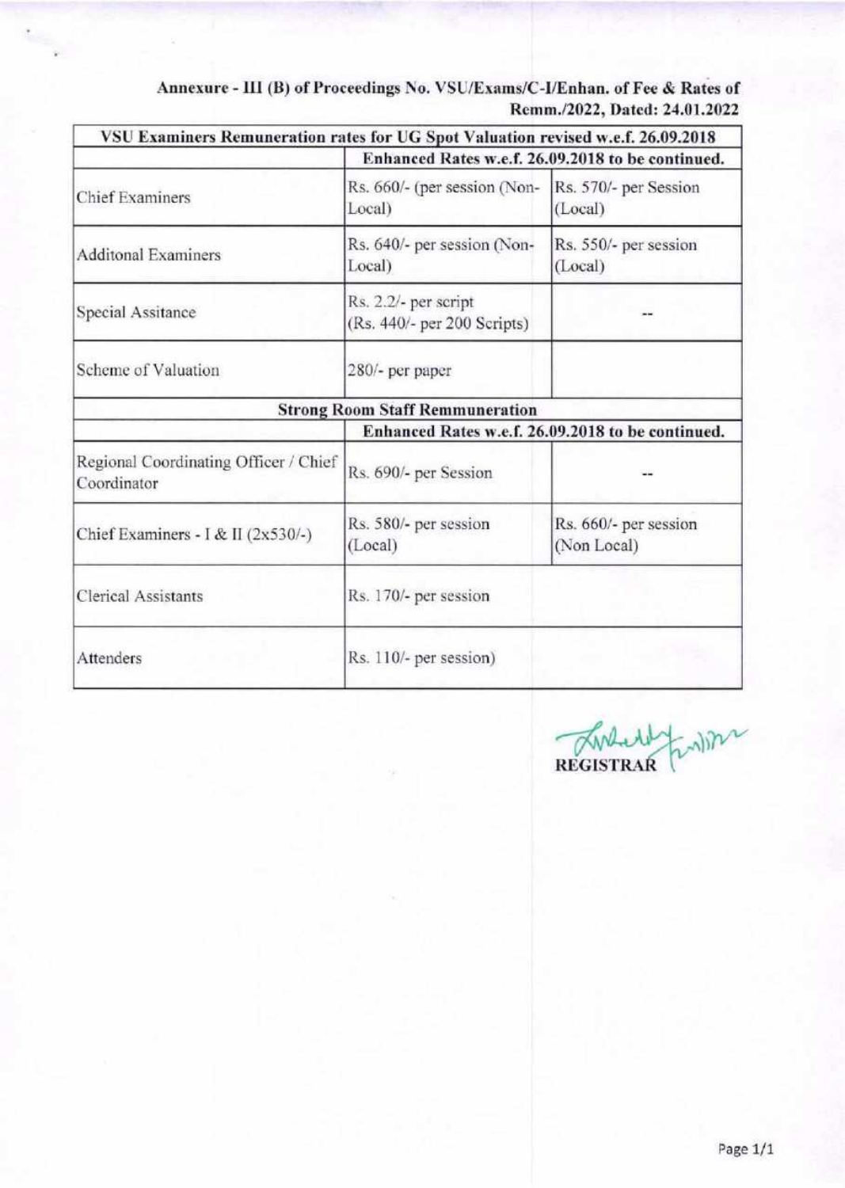**Annexure - III (B) of Proceedings No. VSU/Exams/C-I/Enhan. of Fee & Rates of Remm./2022, Dated: 24.01.2022**

| VSU Examiners Remuneration rates for UG Spot Valuation revised w.e.f. 26.09.2018 | | |
|---|---|---|
| | Enhanced Rates w.e.f. 26.09.2018 to be continued. | |
| Chief Examiners | Rs. 660/- (per session (Non-Local) | Rs. 570/- per Session (Local) |
| Additonal Examiners | Rs. 640/- per session (Non-Local) | Rs. 550/- per session (Local) |
| Special Assitance | Rs. 2.2/- per script (Rs. 440/- per 200 Scripts) | -- |
| Scheme of Valuation | 280/- per paper | |
| **Strong Room Staff Remmuneration** | | |
| | Enhanced Rates w.e.f. 26.09.2018 to be continued. | |
| Regional Coordinating Officer / Chief Coordinator | Rs. 690/- per Session | -- |
| Chief Examiners - I & II (2x530/-) | Rs. 580/- per session (Local) | Rs. 660/- per session (Non Local) |
| Clerical Assistants | Rs. 170/- per session | |
| Attenders | Rs. 110/- per session) | |

REGISTRAR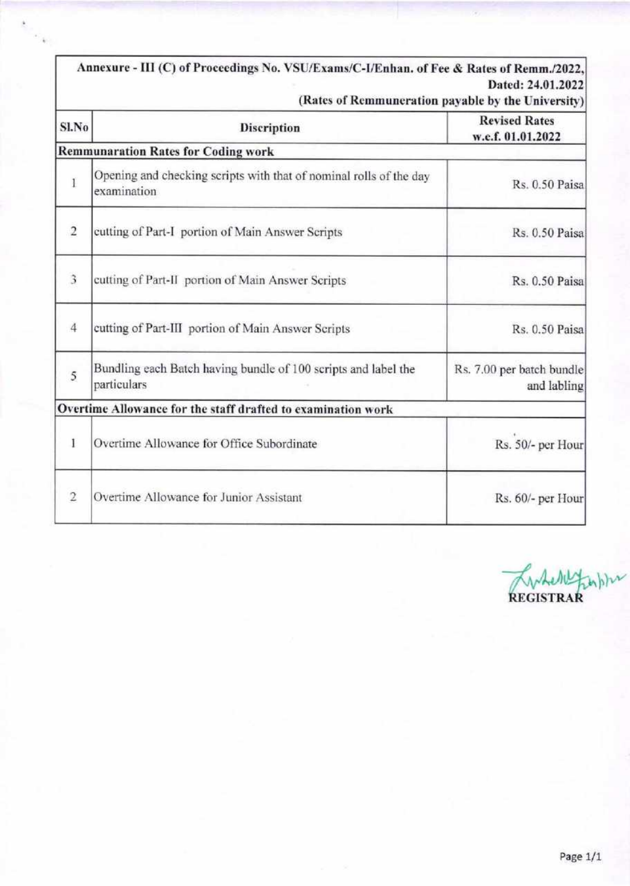**Annexure - III (C) of Proceedings No. VSU/Exams/C-I/Enhan. of Fee & Rates of Remm./2022, Dated: 24.01.2022**

**(Rates of Remmuneration payable by the University)**

| Sl.No | Discription | Revised Rates w.e.f. 01.01.2022 |
|---|---|---|
| **Remmunaration Rates for Coding work** | | |
| 1 | Opening and checking scripts with that of nominal rolls of the day examination | Rs. 0.50 Paisa |
| 2 | cutting of Part-I portion of Main Answer Scripts | Rs. 0.50 Paisa |
| 3 | cutting of Part-II portion of Main Answer Scripts | Rs. 0.50 Paisa |
| 4 | cutting of Part-III portion of Main Answer Scripts | Rs. 0.50 Paisa |
| 5 | Bundling each Batch having bundle of 100 scripts and label the particulars | Rs. 7.00 per batch bundle and labling |
| **Overtime Allowance for the staff drafted to examination work** | | |
| 1 | Overtime Allowance for Office Subordinate | Rs. 50/- per Hour |
| 2 | Overtime Allowance for Junior Assistant | Rs. 60/- per Hour |

REGISTRAR